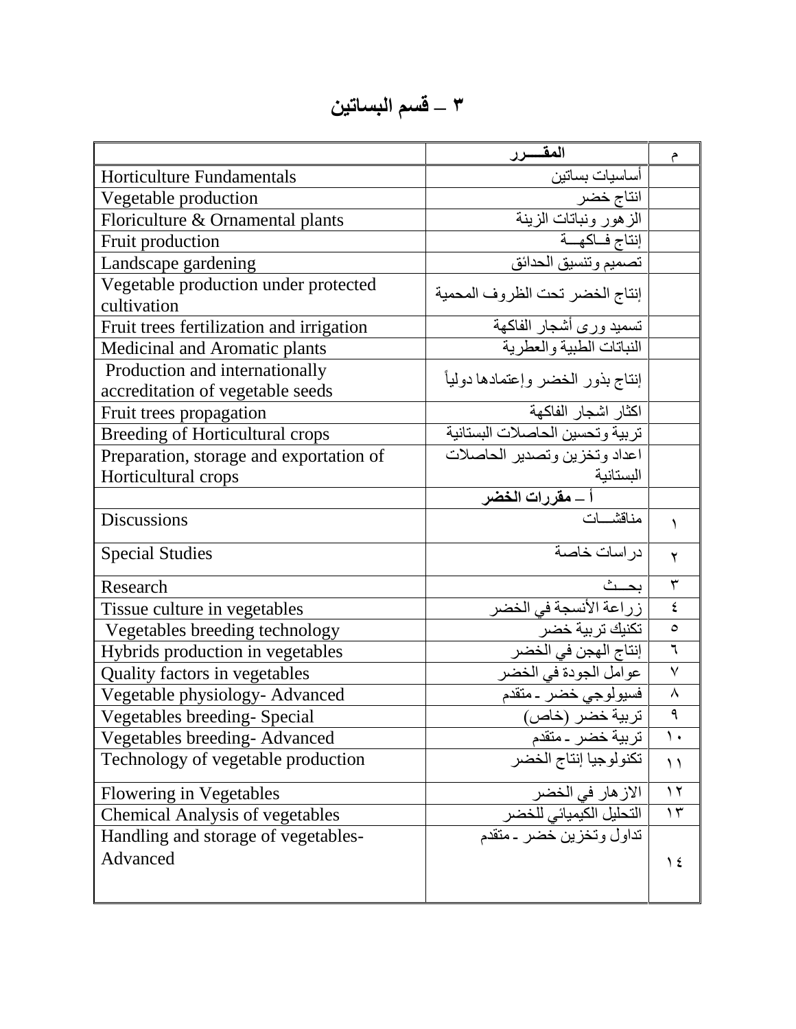# ٣ – قسم البساتين

| | المقـــرر | م |
|---|---|---|
| Horticulture Fundamentals | أساسيات بساتين | |
| Vegetable production | انتاج خضر | |
| Floriculture & Ornamental plants | الزهور ونباتات الزينة | |
| Fruit production | إنتاج فـاكهــة | |
| Landscape gardening | تصميم وتنسيق الحدائق | |
| Vegetable production under protected cultivation | إنتاج الخضر تحت الظروف المحمية | |
| Fruit trees fertilization and irrigation | تسميد ورى أشجار الفاكهة | |
| Medicinal and Aromatic plants | النباتات الطبية والعطرية | |
| Production and internationally accreditation of vegetable seeds | إنتاج بذور الخضر وإعتمادها دولياً | |
| Fruit trees propagation | اكثار اشجار الفاكهة | |
| Breeding of Horticultural crops | تربية وتحسين الحاصلات البستانية | |
| Preparation, storage and exportation of Horticultural crops | اعداد وتخزين وتصدير الحاصلات البستانية | |
| | **أ – مقررات الخضر** | |
| Discussions | مناقشـــات | ١ |
| Special Studies | دراسات خاصة | ٢ |
| Research | بحـــث | ٣ |
| Tissue culture in vegetables | زراعة الأنسجة في الخضر | ٤ |
| Vegetables breeding technology | تكنيك تربية خضر | ٥ |
| Hybrids production in vegetables | إنتاج الهجن في الخضر | ٦ |
| Quality factors in vegetables | عوامل الجودة في الخضر | ٧ |
| Vegetable physiology- Advanced | فسيولوجي خضر ـ متقدم | ٨ |
| Vegetables breeding- Special | تربية خضر (خاص) | ٩ |
| Vegetables breeding- Advanced | تربية خضر ـ متقدم | ١٠ |
| Technology of vegetable production | تكنولوجيا إنتاج الخضر | ١١ |
| Flowering in Vegetables | الازهار في الخضر | ١٢ |
| Chemical Analysis of vegetables | التحليل الكيميائي للخضر | ١٣ |
| Handling and storage of vegetables-Advanced | تداول وتخزين خضر ـ متقدم | ١٤ |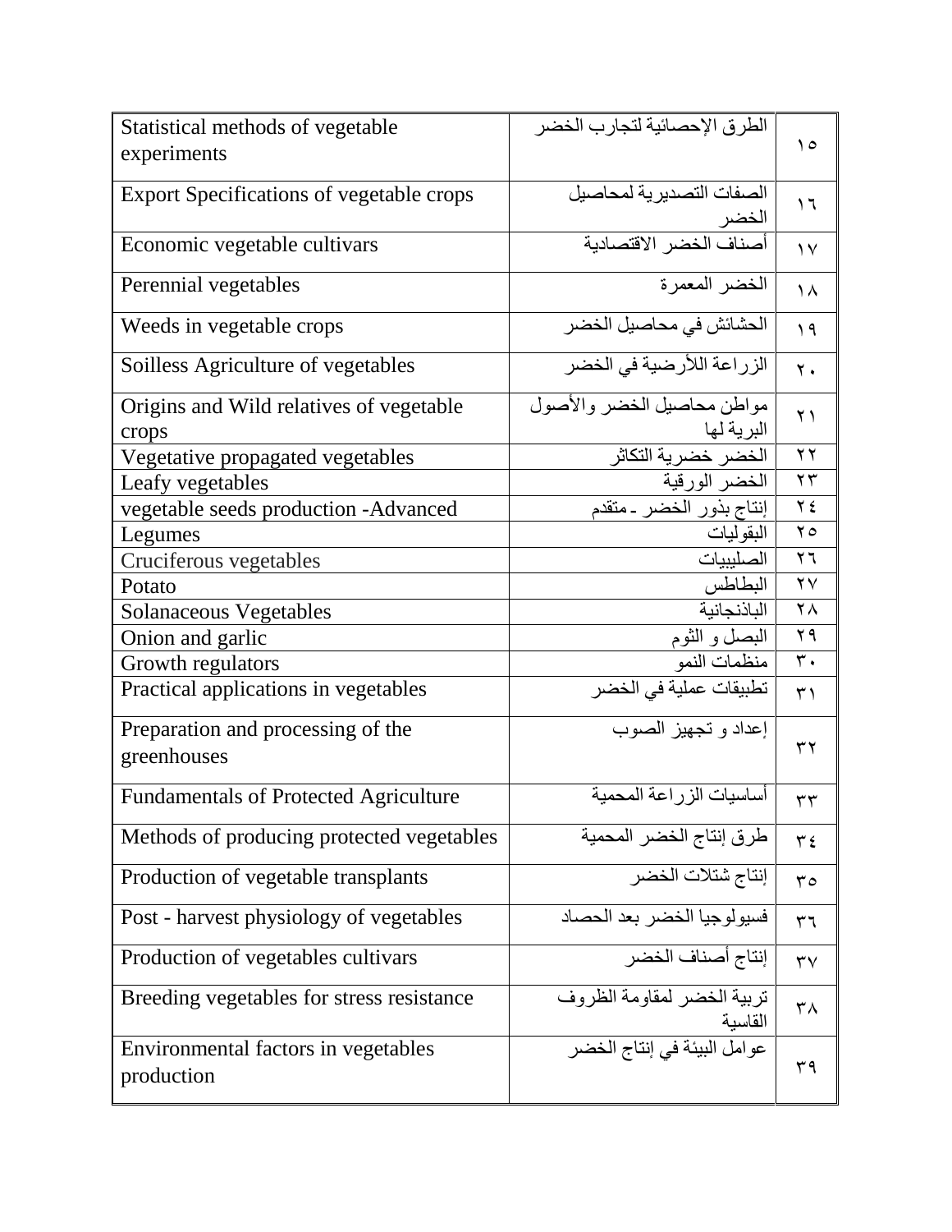| | | |
|---|---|---|
| Statistical methods of vegetable experiments | الطرق الإحصائية لتجارب الخضر | ١٥ |
| Export Specifications of vegetable crops | الصفات التصديرية لمحاصيل الخضر | ١٦ |
| Economic vegetable cultivars | أصناف الخضر الاقتصادية | ١٧ |
| Perennial vegetables | الخضر المعمرة | ١٨ |
| Weeds in vegetable crops | الحشائش في محاصيل الخضر | ١٩ |
| Soilless Agriculture of vegetables | الزراعة اللأرضية في الخضر | ٢٠ |
| Origins and Wild relatives of vegetable crops | مواطن محاصيل الخضر والأصول البرية لها | ٢١ |
| Vegetative propagated vegetables | الخضر خضرية التكاثر | ٢٢ |
| Leafy vegetables | الخضر الورقية | ٢٣ |
| vegetable seeds production -Advanced | إنتاج بذور الخضر ـ متقدم | ٢٤ |
| Legumes | البقوليات | ٢٥ |
| Cruciferous vegetables | الصليبيات | ٢٦ |
| Potato | البطاطس | ٢٧ |
| Solanaceous Vegetables | الباذنجانية | ٢٨ |
| Onion and garlic | البصل و الثوم | ٢٩ |
| Growth regulators | منظمات النمو | ٣٠ |
| Practical applications in vegetables | تطبيقات عملية في الخضر | ٣١ |
| Preparation and processing of the greenhouses | إعداد و تجهيز الصوب | ٣٢ |
| Fundamentals of Protected Agriculture | أساسيات الزراعة المحمية | ٣٣ |
| Methods of producing protected vegetables | طرق إنتاج الخضر المحمية | ٣٤ |
| Production of vegetable transplants | إنتاج شتلات الخضر | ٣٥ |
| Post - harvest physiology of vegetables | فسيولوجيا الخضر بعد الحصاد | ٣٦ |
| Production of vegetables cultivars | إنتاج أصناف الخضر | ٣٧ |
| Breeding vegetables for stress resistance | تربية الخضر لمقاومة الظروف القاسية | ٣٨ |
| Environmental factors in vegetables production | عوامل البيئة في إنتاج الخضر | ٣٩ |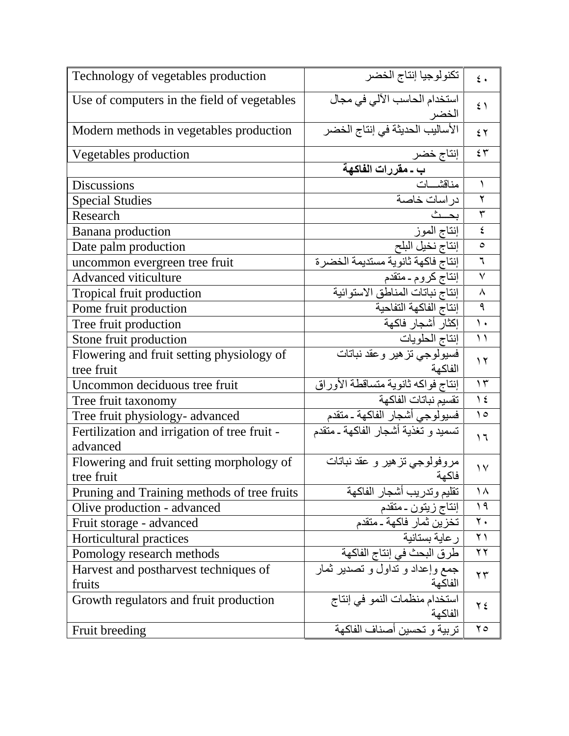| | | |
|---|---|---|
| Technology of vegetables production | تكنولوجيا إنتاج الخضر | ٤٠ |
| Use of computers in the field of vegetables | استخدام الحاسب الآلي في مجال الخضر | ٤١ |
| Modern methods in vegetables production | الأساليب الحديثة في إنتاج الخضر | ٤٢ |
| Vegetables production | إنتاج خضر | ٤٣ |
| | **ب - مقررات الفاكهة** | |
| Discussions | مناقشـــات | ١ |
| Special Studies | دراسات خاصة | ٢ |
| Research | بحـــث | ٣ |
| Banana production | إنتاج الموز | ٤ |
| Date palm production | إنتاج نخيل البلح | ٥ |
| uncommon evergreen tree fruit | إنتاج فاكهة ثانوية مستديمة الخضرة | ٦ |
| Advanced viticulture | إنتاج كروم - متقدم | ٧ |
| Tropical fruit production | إنتاج نباتات المناطق الاستوائية | ٨ |
| Pome fruit production | إنتاج الفاكهة التفاحية | ٩ |
| Tree fruit production | إكثار أشجار فاكهة | ١٠ |
| Stone fruit production | إنتاج الحلويات | ١١ |
| Flowering and fruit setting physiology of tree fruit | فسيولوجي تزهير وعقد نباتات الفاكهة | ١٢ |
| Uncommon deciduous tree fruit | إنتاج فواكه ثانوية متساقطة الأوراق | ١٣ |
| Tree fruit taxonomy | تقسيم نباتات الفاكهة | ١٤ |
| Tree fruit physiology- advanced | فسيولوجي أشجار الفاكهة - متقدم | ١٥ |
| Fertilization and irrigation of tree fruit - advanced | تسميد و تغذية أشجار الفاكهة - متقدم | ١٦ |
| Flowering and fruit setting morphology of tree fruit | مروفولوجي تزهير و عقد نباتات فاكهة | ١٧ |
| Pruning and Training methods of tree fruits | تقليم وتدريب أشجار الفاكهة | ١٨ |
| Olive production - advanced | إنتاج زيتون - متقدم | ١٩ |
| Fruit storage - advanced | تخزين ثمار فاكهة - متقدم | ٢٠ |
| Horticultural practices | رعاية بستانية | ٢١ |
| Pomology research methods | طرق البحث في إنتاج الفاكهة | ٢٢ |
| Harvest and postharvest techniques of fruits | جمع وإعداد و تداول و تصدير ثمار الفاكهة | ٢٣ |
| Growth regulators and fruit production | استخدام منظمات النمو في إنتاج الفاكهة | ٢٤ |
| Fruit breeding | تربية و تحسين أصناف الفاكهة | ٢٥ |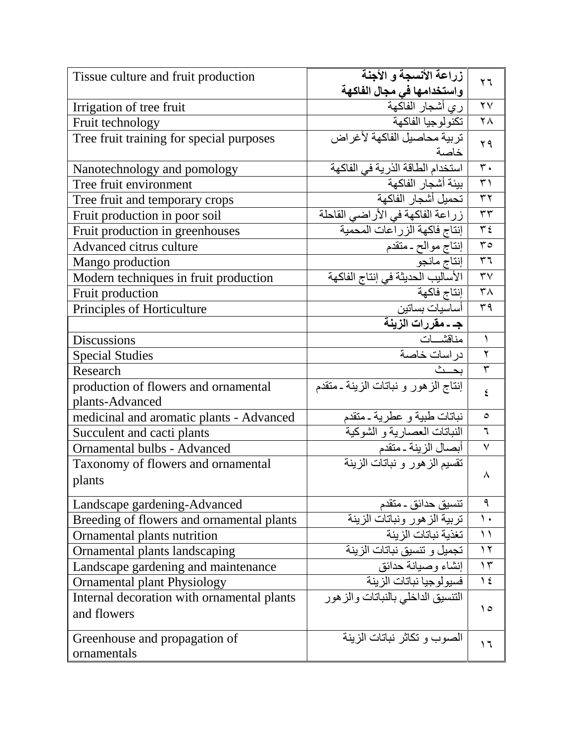| Tissue culture and fruit production | **زراعة الأنسجة و الأجنة واستخدامها في مجال الفاكهة** | ٢٦ |
|---|---|---|
| Irrigation of tree fruit | ري أشجار الفاكهة | ٢٧ |
| Fruit technology | تكنولوجيا الفاكهة | ٢٨ |
| Tree fruit training for special purposes | تربية محاصيل الفاكهة لأغراض خاصة | ٢٩ |
| Nanotechnology and pomology | استخدام الطاقة الذرية في الفاكهة | ٣٠ |
| Tree fruit environment | بيئة أشجار الفاكهة | ٣١ |
| Tree fruit and temporary crops | تحميل أشجار الفاكهة | ٣٢ |
| Fruit production in poor soil | زراعة الفاكهة في الأراضي القاحلة | ٣٣ |
| Fruit production in greenhouses | إنتاج فاكهة الزراعات المحمية | ٣٤ |
| Advanced citrus culture | إنتاج موالح ـ متقدم | ٣٥ |
| Mango production | إنتاج مانجو | ٣٦ |
| Modern techniques in fruit production | الأساليب الحديثة في إنتاج الفاكهة | ٣٧ |
| Fruit production | إنتاج فاكهة | ٣٨ |
| Principles of Horticulture | أساسيات بساتين | ٣٩ |
| | **جـ ـ مقررات الزينة** | |
| Discussions | مناقشـــات | ١ |
| Special Studies | دراسات خاصة | ٢ |
| Research | بحـــث | ٣ |
| production of flowers and ornamental plants-Advanced | إنتاج الزهور و نباتات الزينة ـ متقدم | ٤ |
| medicinal and aromatic plants - Advanced | نباتات طبية و عطرية ـ متقدم | ٥ |
| Succulent and cacti plants | النباتات العصارية و الشوكية | ٦ |
| Ornamental bulbs - Advanced | أبصال الزينة ـ متقدم | ٧ |
| Taxonomy of flowers and ornamental plants | تقسيم الزهور و نباتات الزينة | ٨ |
| Landscape gardening-Advanced | تنسيق حدائق ـ متقدم | ٩ |
| Breeding of flowers and ornamental plants | تربية الزهور ونباتات الزينة | ١٠ |
| Ornamental plants nutrition | تغذية نباتات الزينة | ١١ |
| Ornamental plants landscaping | تجميل و تنسيق نباتات الزينة | ١٢ |
| Landscape gardening and maintenance | إنشاء وصيانة حدائق | ١٣ |
| Ornamental plant Physiology | فسيولوجيا نباتات الزينة | ١٤ |
| Internal decoration with ornamental plants and flowers | التنسيق الداخلي بالنباتات والزهور | ١٥ |
| Greenhouse and propagation of ornamentals | الصوب و تكاثر نباتات الزينة | ١٦ |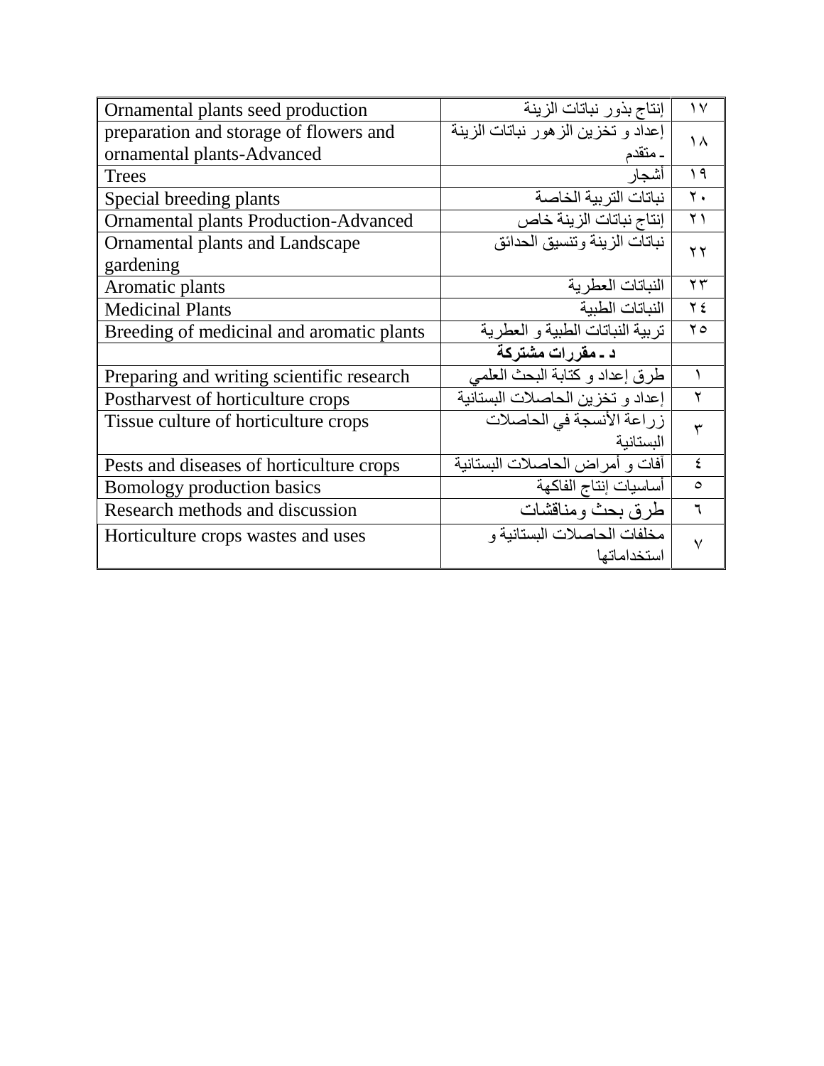| | | |
|---|---|---|
| Ornamental plants seed production | إنتاج بذور نباتات الزينة | ١٧ |
| preparation and storage of flowers and ornamental plants-Advanced | إعداد و تخزين الزهور نباتات الزينة ـ متقدم | ١٨ |
| Trees | أشجار | ١٩ |
| Special breeding plants | نباتات التربية الخاصة | ٢٠ |
| Ornamental plants Production-Advanced | إنتاج نباتات الزينة خاص | ٢١ |
| Ornamental plants and Landscape gardening | نباتات الزينة وتنسيق الحدائق | ٢٢ |
| Aromatic plants | النباتات العطرية | ٢٣ |
| Medicinal Plants | النباتات الطبية | ٢٤ |
| Breeding of medicinal and aromatic plants | تربية النباتات الطبية و العطرية | ٢٥ |
| | **د ـ مقررات مشتركة** | |
| Preparing and writing scientific research | طرق إعداد و كتابة البحث العلمي | ١ |
| Postharvest of horticulture crops | إعداد و تخزين الحاصلات البستانية | ٢ |
| Tissue culture of horticulture crops | زراعة الأنسجة في الحاصلات البستانية | ٣ |
| Pests and diseases of horticulture crops | آفات و أمراض الحاصلات البستانية | ٤ |
| Bomology production basics | أساسيات إنتاج الفاكهة | ٥ |
| Research methods and discussion | طرق بحث ومناقشات | ٦ |
| Horticulture crops wastes and uses | مخلفات الحاصلات البستانية و استخداماتها | ٧ |